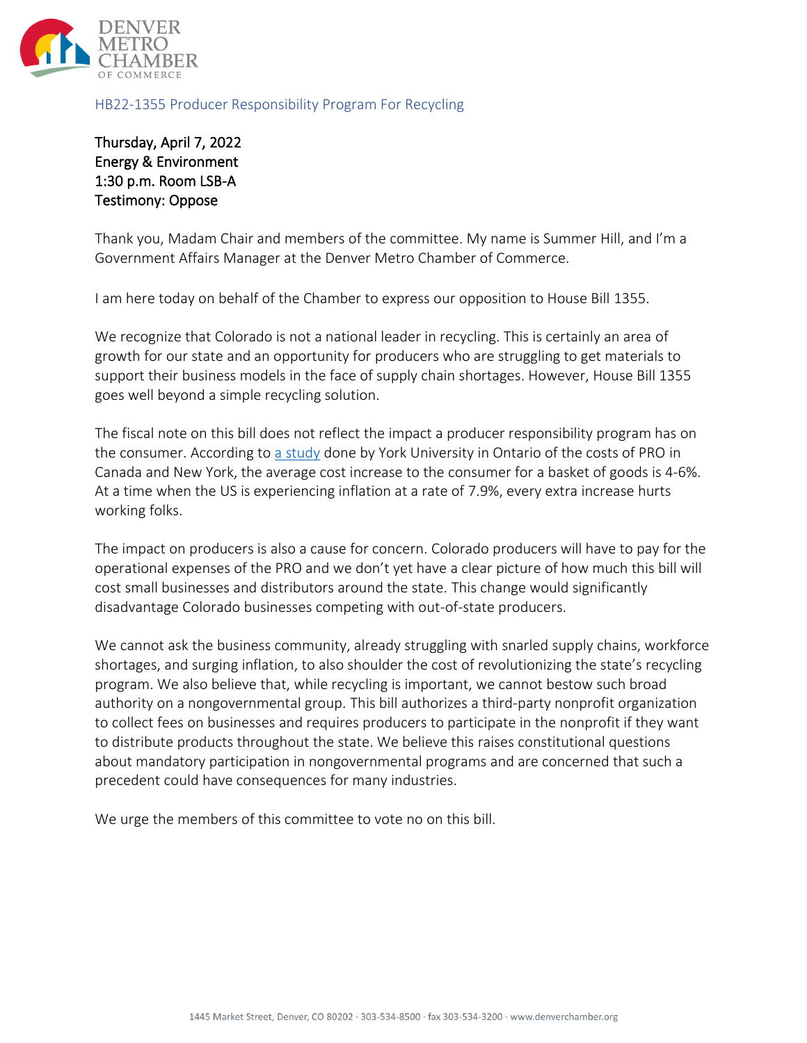DENVER METRO CHAMBER OF COMMERCE

HB22-1355 Producer Responsibility Program For Recycling

Thursday, April 7, 2022
Energy & Environment
1:30 p.m. Room LSB-A
Testimony: Oppose

Thank you, Madam Chair and members of the committee. My name is Summer Hill, and I'm a Government Affairs Manager at the Denver Metro Chamber of Commerce.

I am here today on behalf of the Chamber to express our opposition to House Bill 1355.

We recognize that Colorado is not a national leader in recycling. This is certainly an area of growth for our state and an opportunity for producers who are struggling to get materials to support their business models in the face of supply chain shortages. However, House Bill 1355 goes well beyond a simple recycling solution.

The fiscal note on this bill does not reflect the impact a producer responsibility program has on the consumer. According to a study done by York University in Ontario of the costs of PRO in Canada and New York, the average cost increase to the consumer for a basket of goods is 4-6%. At a time when the US is experiencing inflation at a rate of 7.9%, every extra increase hurts working folks.

The impact on producers is also a cause for concern. Colorado producers will have to pay for the operational expenses of the PRO and we don't yet have a clear picture of how much this bill will cost small businesses and distributors around the state. This change would significantly disadvantage Colorado businesses competing with out-of-state producers.

We cannot ask the business community, already struggling with snarled supply chains, workforce shortages, and surging inflation, to also shoulder the cost of revolutionizing the state's recycling program. We also believe that, while recycling is important, we cannot bestow such broad authority on a nongovernmental group. This bill authorizes a third-party nonprofit organization to collect fees on businesses and requires producers to participate in the nonprofit if they want to distribute products throughout the state. We believe this raises constitutional questions about mandatory participation in nongovernmental programs and are concerned that such a precedent could have consequences for many industries.

We urge the members of this committee to vote no on this bill.